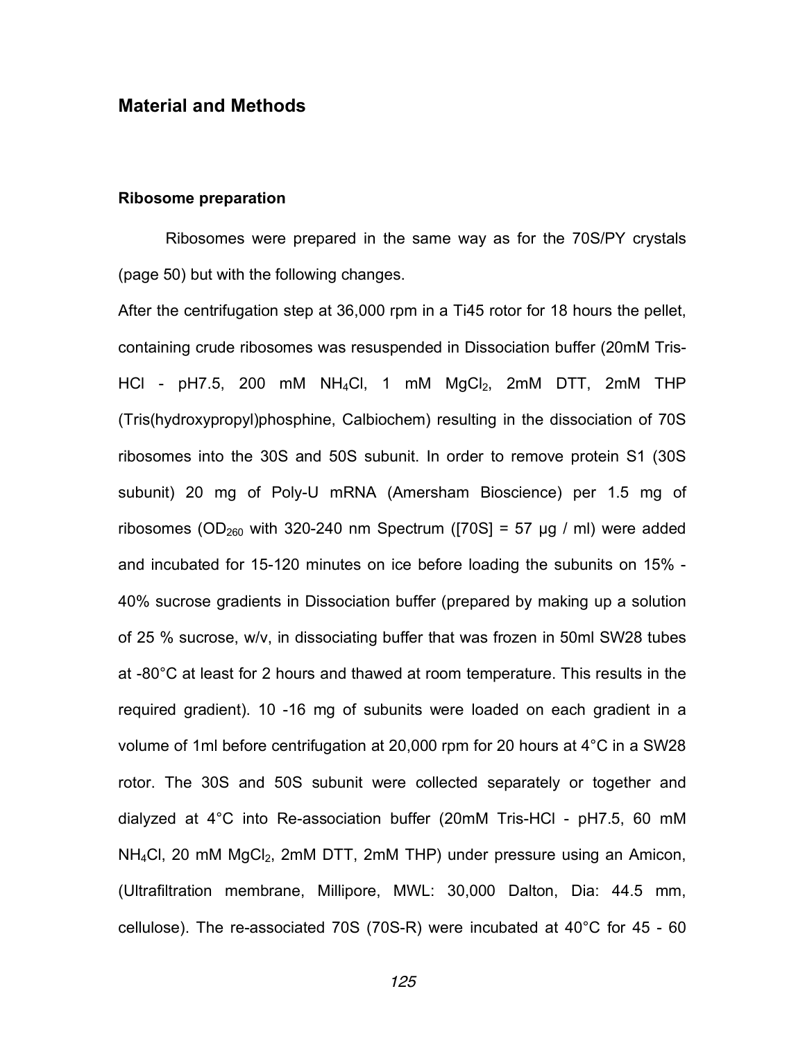## Material and Methods

### Ribosome preparation

Ribosomes were prepared in the same way as for the 70S/PY crystals (page 50) but with the following changes.

After the centrifugation step at 36,000 rpm in a Ti45 rotor for 18 hours the pellet, containing crude ribosomes was resuspended in Dissociation buffer (20mM Tris-HCl - pH7.5, 200 mM $NH_4Cl$, 1 mM $MgCl_2$, 2mM DTT, 2mM THP (Tris(hydroxypropyl)phosphine, Calbiochem) resulting in the dissociation of 70S ribosomes into the 30S and 50S subunit. In order to remove protein S1 (30S subunit) 20 mg of Poly-U mRNA (Amersham Bioscience) per 1.5 mg of ribosomes ($OD_{260}$ with 320-240 nm Spectrum ([70S] = 57 µg / ml) were added and incubated for 15-120 minutes on ice before loading the subunits on 15% - 40% sucrose gradients in Dissociation buffer (prepared by making up a solution of 25 % sucrose, w/v, in dissociating buffer that was frozen in 50ml SW28 tubes at -80°C at least for 2 hours and thawed at room temperature. This results in the required gradient). 10 -16 mg of subunits were loaded on each gradient in a volume of 1ml before centrifugation at 20,000 rpm for 20 hours at 4°C in a SW28 rotor. The 30S and 50S subunit were collected separately or together and dialyzed at 4°C into Re-association buffer (20mM Tris-HCl - pH7.5, 60 mM $NH_4Cl$, 20 mM $MgCl_2$, 2mM DTT, 2mM THP) under pressure using an Amicon, (Ultrafiltration membrane, Millipore, MWL: 30,000 Dalton, Dia: 44.5 mm, cellulose). The re-associated 70S (70S-R) were incubated at 40°C for 45 - 60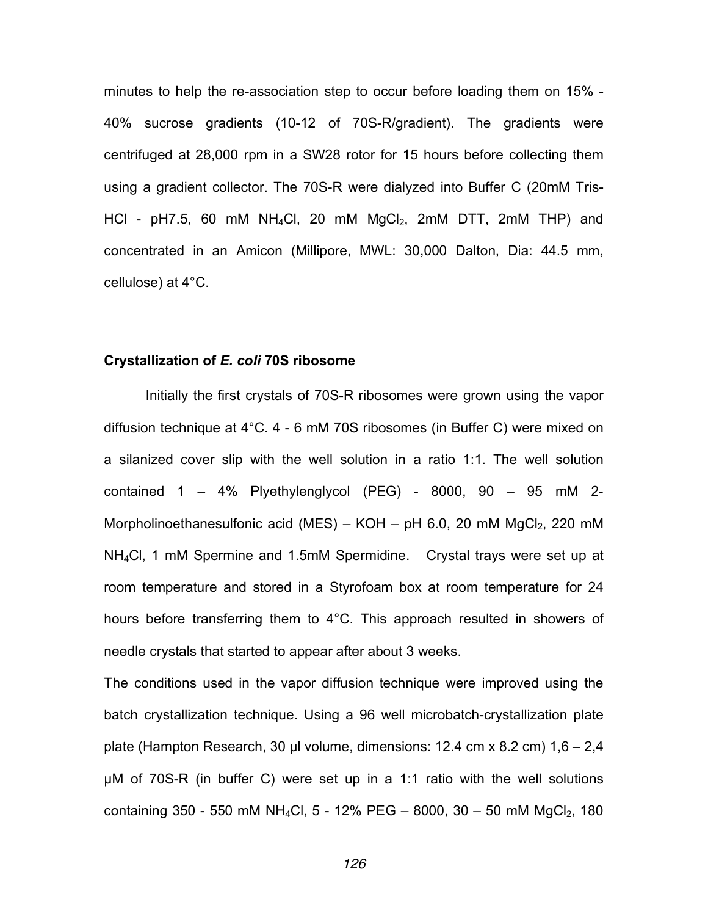minutes to help the re-association step to occur before loading them on 15% - 40% sucrose gradients (10-12 of 70S-R/gradient). The gradients were centrifuged at 28,000 rpm in a SW28 rotor for 15 hours before collecting them using a gradient collector. The 70S-R were dialyzed into Buffer C (20mM Tris-HCl - pH7.5, 60 mM $NH_4Cl$, 20 mM $MgCl_2$, 2mM DTT, 2mM THP) and concentrated in an Amicon (Millipore, MWL: 30,000 Dalton, Dia: 44.5 mm, cellulose) at 4°C.

**Crystallization of *E. coli* 70S ribosome**

Initially the first crystals of 70S-R ribosomes were grown using the vapor diffusion technique at 4°C. 4 - 6 mM 70S ribosomes (in Buffer C) were mixed on a silanized cover slip with the well solution in a ratio 1:1. The well solution contained 1 – 4% Plyethylenglycol (PEG) - 8000, 90 – 95 mM 2-Morpholinoethanesulfonic acid (MES) – KOH – pH 6.0, 20 mM $MgCl_2$, 220 mM $NH_4Cl$, 1 mM Spermine and 1.5mM Spermidine. Crystal trays were set up at room temperature and stored in a Styrofoam box at room temperature for 24 hours before transferring them to 4°C. This approach resulted in showers of needle crystals that started to appear after about 3 weeks.

The conditions used in the vapor diffusion technique were improved using the batch crystallization technique. Using a 96 well microbatch-crystallization plate plate (Hampton Research, 30 µl volume, dimensions: 12.4 cm x 8.2 cm) 1,6 – 2,4 µM of 70S-R (in buffer C) were set up in a 1:1 ratio with the well solutions containing 350 - 550 mM $NH_4Cl$, 5 - 12% PEG – 8000, 30 – 50 mM $MgCl_2$, 180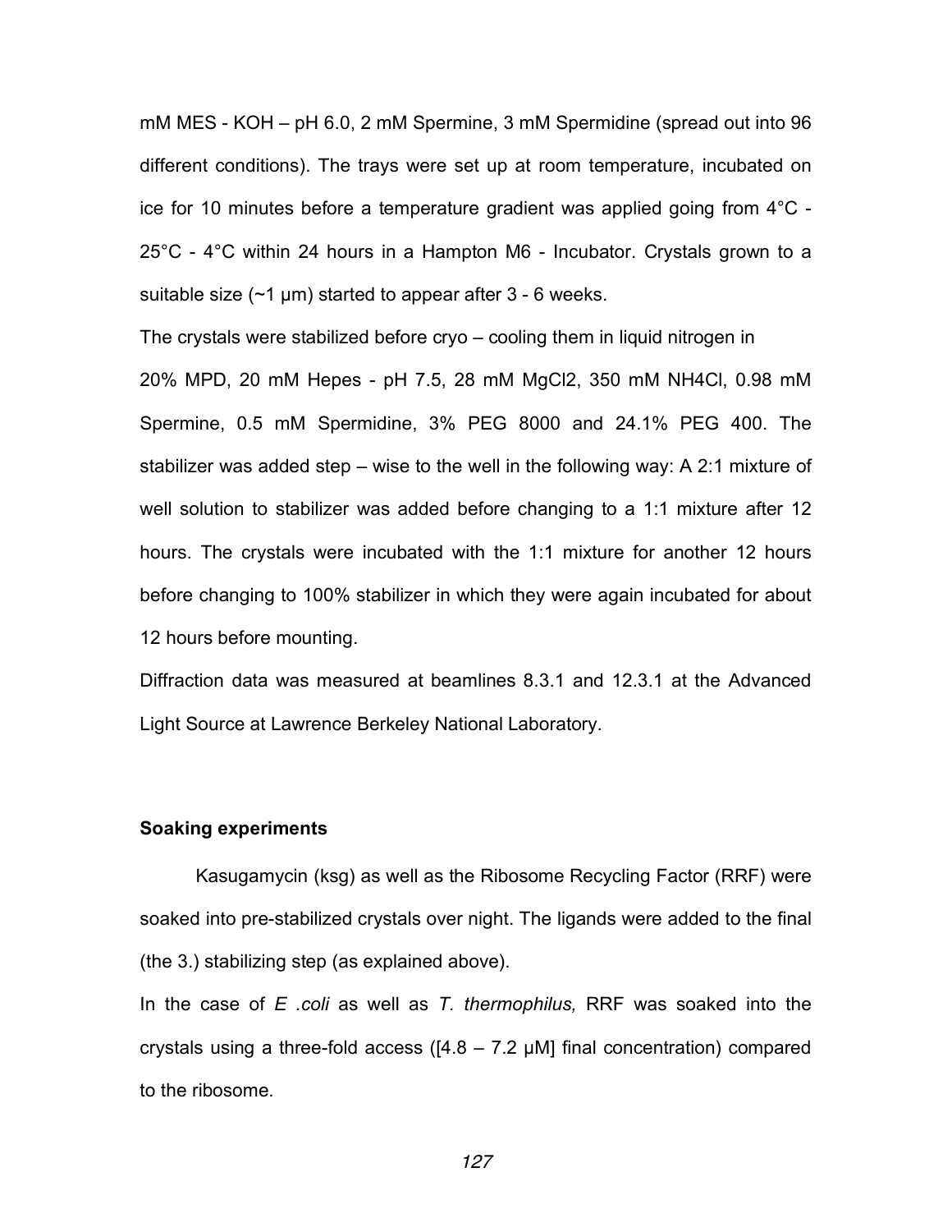mM MES - KOH – pH 6.0, 2 mM Spermine, 3 mM Spermidine (spread out into 96 different conditions). The trays were set up at room temperature, incubated on ice for 10 minutes before a temperature gradient was applied going from 4°C - 25°C - 4°C within 24 hours in a Hampton M6 - Incubator. Crystals grown to a suitable size (~1 µm) started to appear after 3 - 6 weeks.

The crystals were stabilized before cryo – cooling them in liquid nitrogen in 20% MPD, 20 mM Hepes - pH 7.5, 28 mM $MgCl_2$, 350 mM $NH_4Cl$, 0.98 mM Spermine, 0.5 mM Spermidine, 3% PEG 8000 and 24.1% PEG 400. The stabilizer was added step – wise to the well in the following way: A 2:1 mixture of well solution to stabilizer was added before changing to a 1:1 mixture after 12 hours. The crystals were incubated with the 1:1 mixture for another 12 hours before changing to 100% stabilizer in which they were again incubated for about 12 hours before mounting.

Diffraction data was measured at beamlines 8.3.1 and 12.3.1 at the Advanced Light Source at Lawrence Berkeley National Laboratory.

### Soaking experiments

Kasugamycin (ksg) as well as the Ribosome Recycling Factor (RRF) were soaked into pre-stabilized crystals over night. The ligands were added to the final (the 3.) stabilizing step (as explained above).

In the case of *E .coli* as well as *T. thermophilus,* RRF was soaked into the crystals using a three-fold access ([4.8 – 7.2 µM] final concentration) compared to the ribosome.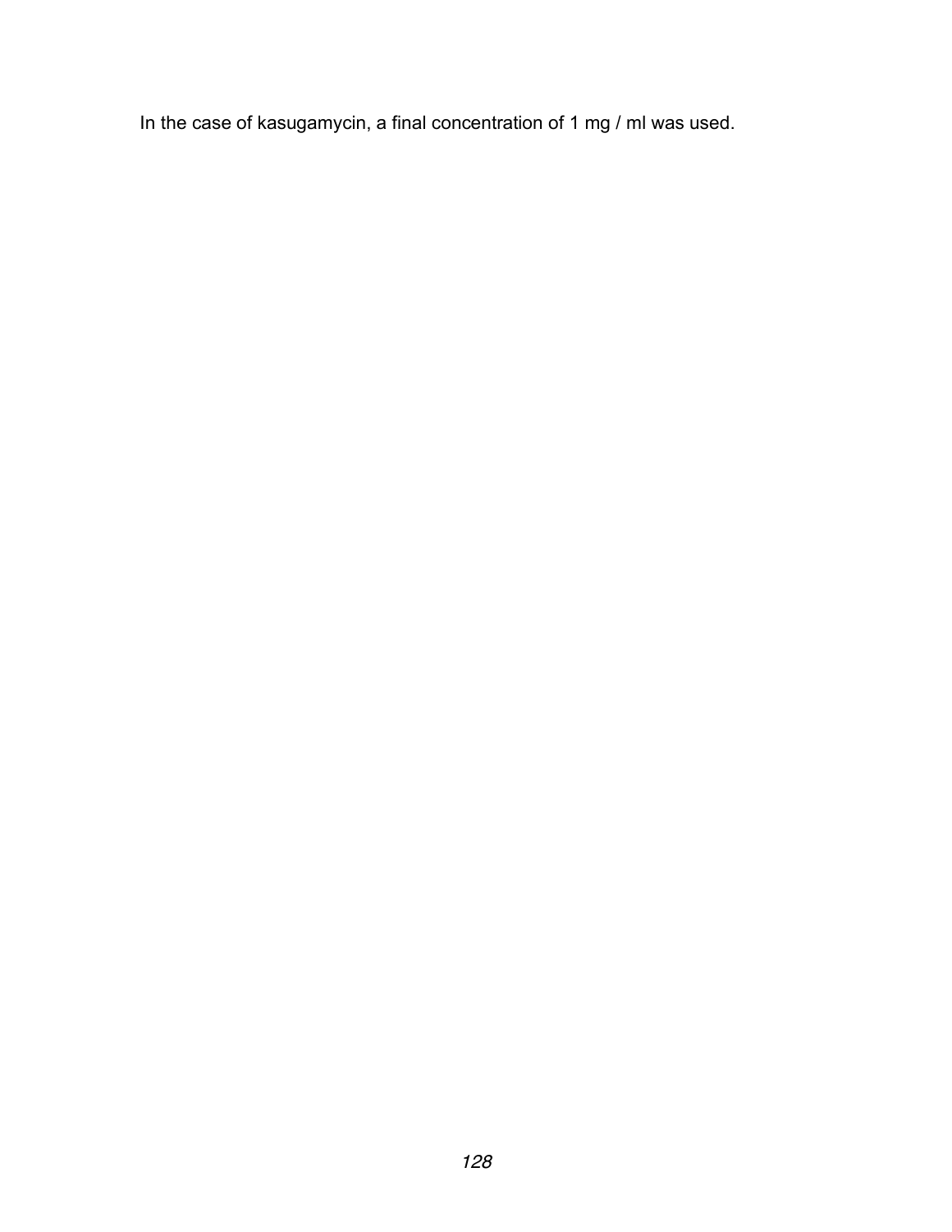In the case of kasugamycin, a final concentration of 1 mg / ml was used.